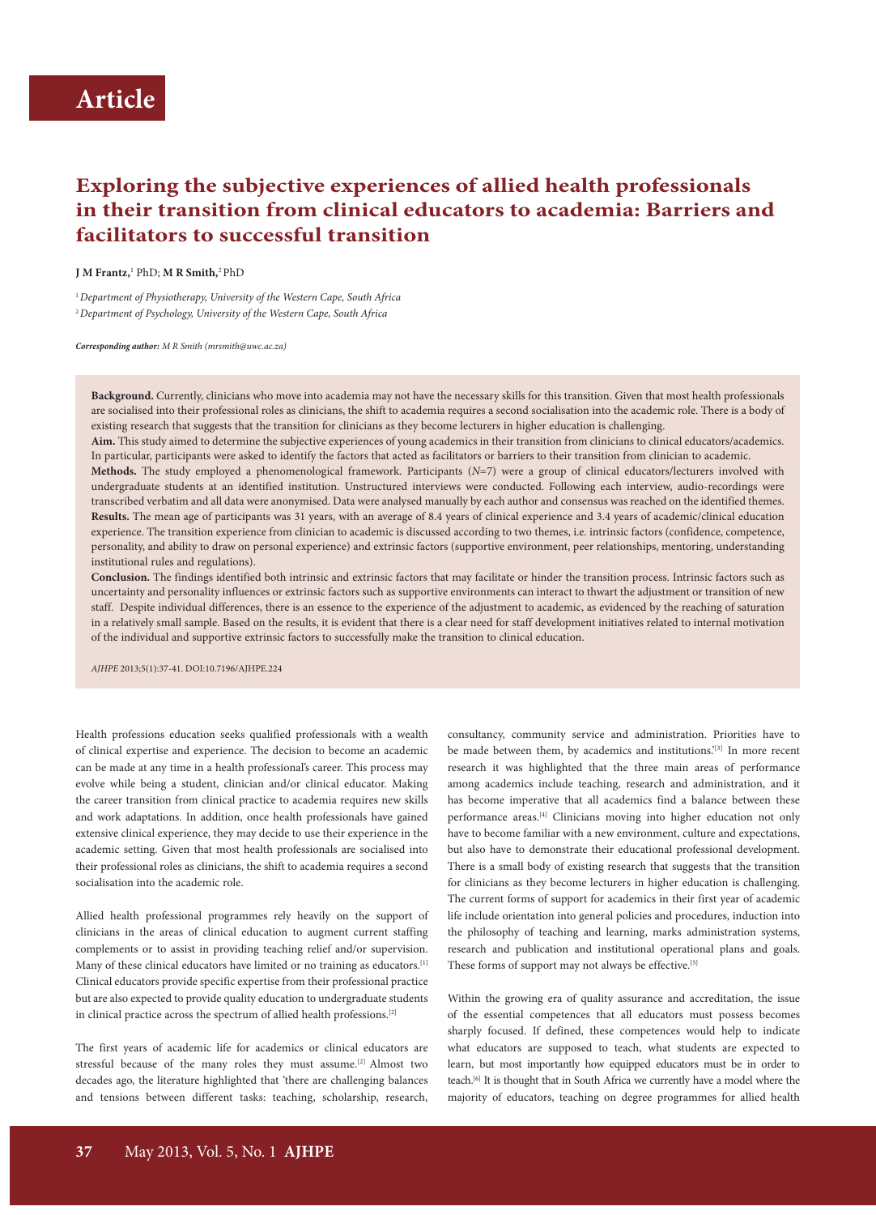Article

# Exploring the subjective experiences of allied health professionals in their transition from clinical educators to academia: Barriers and facilitators to successful transition

**J M Frantz,**[1] PhD; **M R Smith,**[2] PhD

[1] *Department of Physiotherapy, University of the Western Cape, South Africa*
[2] *Department of Psychology, University of the Western Cape, South Africa*

***Corresponding author:*** *M R Smith (mrsmith@uwc.ac.za)*

**Background.** Currently, clinicians who move into academia may not have the necessary skills for this transition. Given that most health professionals are socialised into their professional roles as clinicians, the shift to academia requires a second socialisation into the academic role. There is a body of existing research that suggests that the transition for clinicians as they become lecturers in higher education is challenging.
**Aim.** This study aimed to determine the subjective experiences of young academics in their transition from clinicians to clinical educators/academics. In particular, participants were asked to identify the factors that acted as facilitators or barriers to their transition from clinician to academic.
**Methods.** The study employed a phenomenological framework. Participants (*N*=7) were a group of clinical educators/lecturers involved with undergraduate students at an identified institution. Unstructured interviews were conducted. Following each interview, audio-recordings were transcribed verbatim and all data were anonymised. Data were analysed manually by each author and consensus was reached on the identified themes.
**Results.** The mean age of participants was 31 years, with an average of 8.4 years of clinical experience and 3.4 years of academic/clinical education experience. The transition experience from clinician to academic is discussed according to two themes, i.e. intrinsic factors (confidence, competence, personality, and ability to draw on personal experience) and extrinsic factors (supportive environment, peer relationships, mentoring, understanding institutional rules and regulations).
**Conclusion.** The findings identified both intrinsic and extrinsic factors that may facilitate or hinder the transition process. Intrinsic factors such as uncertainty and personality influences or extrinsic factors such as supportive environments can interact to thwart the adjustment or transition of new staff. Despite individual differences, there is an essence to the experience of the adjustment to academic, as evidenced by the reaching of saturation in a relatively small sample. Based on the results, it is evident that there is a clear need for staff development initiatives related to internal motivation of the individual and supportive extrinsic factors to successfully make the transition to clinical education.

*AJHPE* 2013;5(1):37-41. DOI:10.7196/AJHPE.224

Health professions education seeks qualified professionals with a wealth of clinical expertise and experience. The decision to become an academic can be made at any time in a health professional's career. This process may evolve while being a student, clinician and/or clinical educator. Making the career transition from clinical practice to academia requires new skills and work adaptations. In addition, once health professionals have gained extensive clinical experience, they may decide to use their experience in the academic setting. Given that most health professionals are socialised into their professional roles as clinicians, the shift to academia requires a second socialisation into the academic role.

Allied health professional programmes rely heavily on the support of clinicians in the areas of clinical education to augment current staffing complements or to assist in providing teaching relief and/or supervision. Many of these clinical educators have limited or no training as educators.[1] Clinical educators provide specific expertise from their professional practice but are also expected to provide quality education to undergraduate students in clinical practice across the spectrum of allied health professions.[2]

The first years of academic life for academics or clinical educators are stressful because of the many roles they must assume.[2] Almost two decades ago, the literature highlighted that 'there are challenging balances and tensions between different tasks: teaching, scholarship, research, consultancy, community service and administration. Priorities have to be made between them, by academics and institutions.'[3] In more recent research it was highlighted that the three main areas of performance among academics include teaching, research and administration, and it has become imperative that all academics find a balance between these performance areas.[4] Clinicians moving into higher education not only have to become familiar with a new environment, culture and expectations, but also have to demonstrate their educational professional development. There is a small body of existing research that suggests that the transition for clinicians as they become lecturers in higher education is challenging. The current forms of support for academics in their first year of academic life include orientation into general policies and procedures, induction into the philosophy of teaching and learning, marks administration systems, research and publication and institutional operational plans and goals. These forms of support may not always be effective.[5]

Within the growing era of quality assurance and accreditation, the issue of the essential competences that all educators must possess becomes sharply focused. If defined, these competences would help to indicate what educators are supposed to teach, what students are expected to learn, but most importantly how equipped educators must be in order to teach.[6] It is thought that in South Africa we currently have a model where the majority of educators, teaching on degree programmes for allied health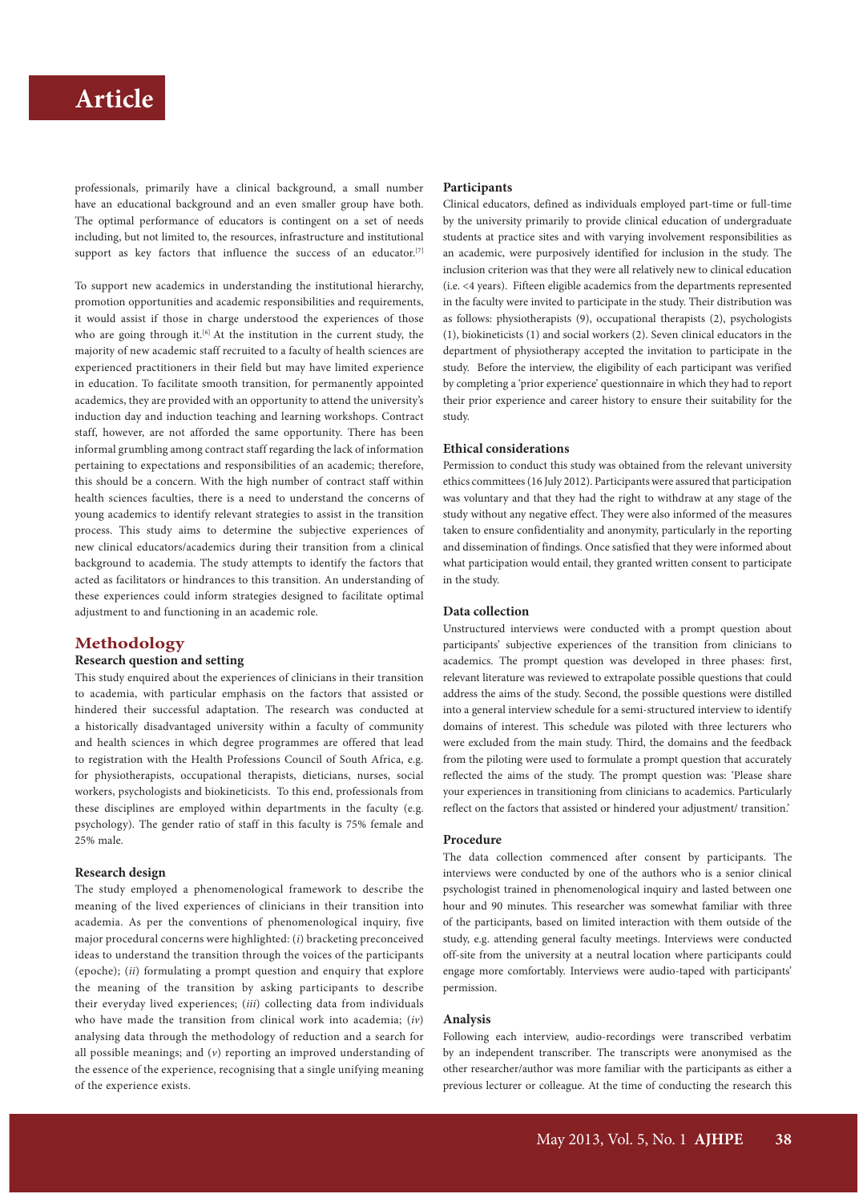professionals, primarily have a clinical background, a small number have an educational background and an even smaller group have both. The optimal performance of educators is contingent on a set of needs including, but not limited to, the resources, infrastructure and institutional support as key factors that influence the success of an educator.[7]

To support new academics in understanding the institutional hierarchy, promotion opportunities and academic responsibilities and requirements, it would assist if those in charge understood the experiences of those who are going through it.[6] At the institution in the current study, the majority of new academic staff recruited to a faculty of health sciences are experienced practitioners in their field but may have limited experience in education. To facilitate smooth transition, for permanently appointed academics, they are provided with an opportunity to attend the university's induction day and induction teaching and learning workshops. Contract staff, however, are not afforded the same opportunity. There has been informal grumbling among contract staff regarding the lack of information pertaining to expectations and responsibilities of an academic; therefore, this should be a concern. With the high number of contract staff within health sciences faculties, there is a need to understand the concerns of young academics to identify relevant strategies to assist in the transition process. This study aims to determine the subjective experiences of new clinical educators/academics during their transition from a clinical background to academia. The study attempts to identify the factors that acted as facilitators or hindrances to this transition. An understanding of these experiences could inform strategies designed to facilitate optimal adjustment to and functioning in an academic role.

## Methodology

### Research question and setting

This study enquired about the experiences of clinicians in their transition to academia, with particular emphasis on the factors that assisted or hindered their successful adaptation. The research was conducted at a historically disadvantaged university within a faculty of community and health sciences in which degree programmes are offered that lead to registration with the Health Professions Council of South Africa, e.g. for physiotherapists, occupational therapists, dieticians, nurses, social workers, psychologists and biokineticists. To this end, professionals from these disciplines are employed within departments in the faculty (e.g. psychology). The gender ratio of staff in this faculty is 75% female and 25% male.

### Research design

The study employed a phenomenological framework to describe the meaning of the lived experiences of clinicians in their transition into academia. As per the conventions of phenomenological inquiry, five major procedural concerns were highlighted: (*i*) bracketing preconceived ideas to understand the transition through the voices of the participants (epoche); (*ii*) formulating a prompt question and enquiry that explore the meaning of the transition by asking participants to describe their everyday lived experiences; (*iii*) collecting data from individuals who have made the transition from clinical work into academia; (*iv*) analysing data through the methodology of reduction and a search for all possible meanings; and (*v*) reporting an improved understanding of the essence of the experience, recognising that a single unifying meaning of the experience exists.

### Participants

Clinical educators, defined as individuals employed part-time or full-time by the university primarily to provide clinical education of undergraduate students at practice sites and with varying involvement responsibilities as an academic, were purposively identified for inclusion in the study. The inclusion criterion was that they were all relatively new to clinical education (i.e. <4 years). Fifteen eligible academics from the departments represented in the faculty were invited to participate in the study. Their distribution was as follows: physiotherapists (9), occupational therapists (2), psychologists (1), biokineticists (1) and social workers (2). Seven clinical educators in the department of physiotherapy accepted the invitation to participate in the study. Before the interview, the eligibility of each participant was verified by completing a 'prior experience' questionnaire in which they had to report their prior experience and career history to ensure their suitability for the study.

### Ethical considerations

Permission to conduct this study was obtained from the relevant university ethics committees (16 July 2012). Participants were assured that participation was voluntary and that they had the right to withdraw at any stage of the study without any negative effect. They were also informed of the measures taken to ensure confidentiality and anonymity, particularly in the reporting and dissemination of findings. Once satisfied that they were informed about what participation would entail, they granted written consent to participate in the study.

### Data collection

Unstructured interviews were conducted with a prompt question about participants' subjective experiences of the transition from clinicians to academics. The prompt question was developed in three phases: first, relevant literature was reviewed to extrapolate possible questions that could address the aims of the study. Second, the possible questions were distilled into a general interview schedule for a semi-structured interview to identify domains of interest. This schedule was piloted with three lecturers who were excluded from the main study. Third, the domains and the feedback from the piloting were used to formulate a prompt question that accurately reflected the aims of the study. The prompt question was: 'Please share your experiences in transitioning from clinicians to academics. Particularly reflect on the factors that assisted or hindered your adjustment/ transition.'

### Procedure

The data collection commenced after consent by participants. The interviews were conducted by one of the authors who is a senior clinical psychologist trained in phenomenological inquiry and lasted between one hour and 90 minutes. This researcher was somewhat familiar with three of the participants, based on limited interaction with them outside of the study, e.g. attending general faculty meetings. Interviews were conducted off-site from the university at a neutral location where participants could engage more comfortably. Interviews were audio-taped with participants' permission.

### Analysis

Following each interview, audio-recordings were transcribed verbatim by an independent transcriber. The transcripts were anonymised as the other researcher/author was more familiar with the participants as either a previous lecturer or colleague. At the time of conducting the research this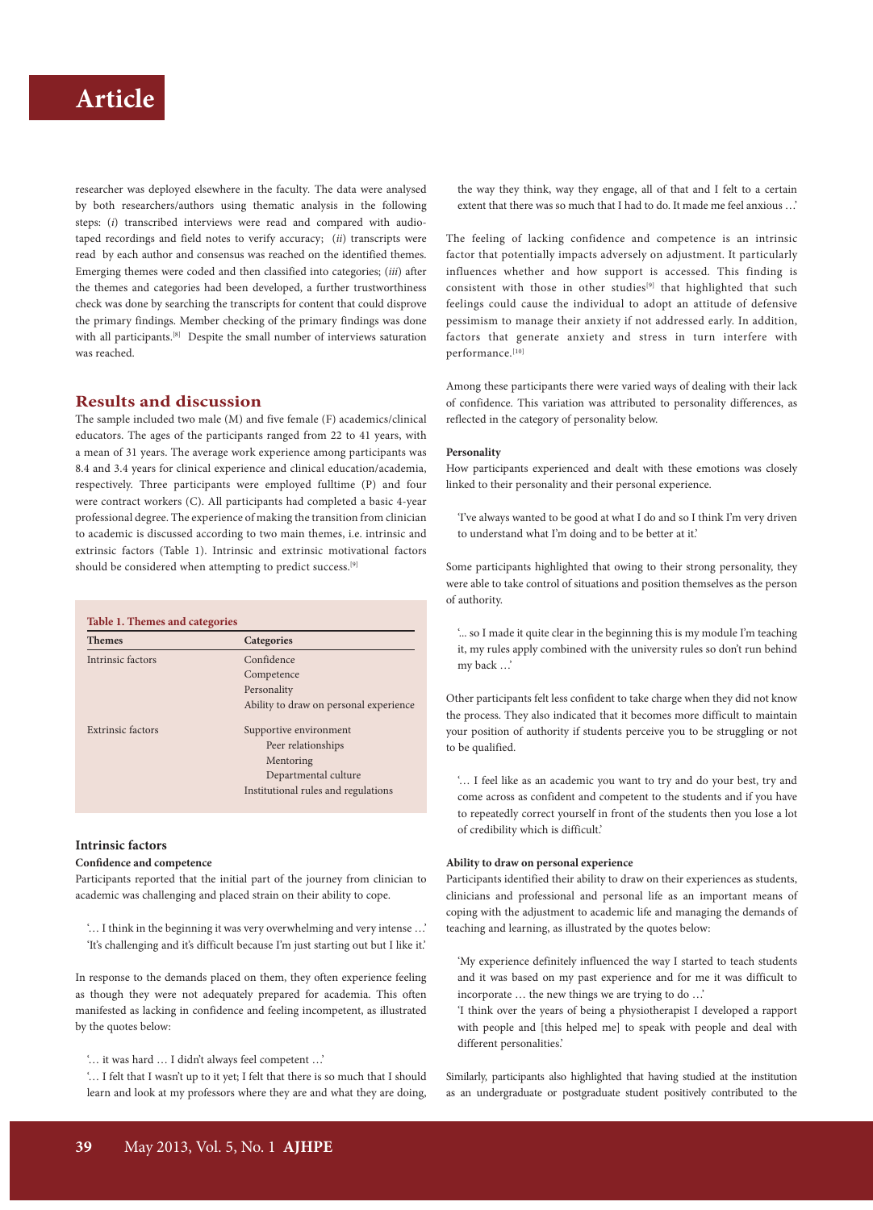researcher was deployed elsewhere in the faculty. The data were analysed by both researchers/authors using thematic analysis in the following steps: (*i*) transcribed interviews were read and compared with audio-taped recordings and field notes to verify accuracy; (*ii*) transcripts were read by each author and consensus was reached on the identified themes. Emerging themes were coded and then classified into categories; (*iii*) after the themes and categories had been developed, a further trustworthiness check was done by searching the transcripts for content that could disprove the primary findings. Member checking of the primary findings was done with all participants.[8] Despite the small number of interviews saturation was reached.

## Results and discussion

The sample included two male (M) and five female (F) academics/clinical educators. The ages of the participants ranged from 22 to 41 years, with a mean of 31 years. The average work experience among participants was 8.4 and 3.4 years for clinical experience and clinical education/academia, respectively. Three participants were employed fulltime (P) and four were contract workers (C). All participants had completed a basic 4-year professional degree. The experience of making the transition from clinician to academic is discussed according to two main themes, i.e. intrinsic and extrinsic factors (Table 1). Intrinsic and extrinsic motivational factors should be considered when attempting to predict success.[9]

**Table 1. Themes and categories**

| Themes | Categories |
|---|---|
| Intrinsic factors | Confidence |
| | Competence |
| | Personality |
| | Ability to draw on personal experience |
| Extrinsic factors | Supportive environment |
| | Peer relationships |
| | Mentoring |
| | Departmental culture |
| | Institutional rules and regulations |

### Intrinsic factors

**Confidence and competence**

Participants reported that the initial part of the journey from clinician to academic was challenging and placed strain on their ability to cope.

> '… I think in the beginning it was very overwhelming and very intense …'
> 'It's challenging and it's difficult because I'm just starting out but I like it.'

In response to the demands placed on them, they often experience feeling as though they were not adequately prepared for academia. This often manifested as lacking in confidence and feeling incompetent, as illustrated by the quotes below:

> '… it was hard … I didn't always feel competent …'
> '… I felt that I wasn't up to it yet; I felt that there is so much that I should learn and look at my professors where they are and what they are doing, the way they think, way they engage, all of that and I felt to a certain extent that there was so much that I had to do. It made me feel anxious …'

The feeling of lacking confidence and competence is an intrinsic factor that potentially impacts adversely on adjustment. It particularly influences whether and how support is accessed. This finding is consistent with those in other studies[9] that highlighted that such feelings could cause the individual to adopt an attitude of defensive pessimism to manage their anxiety if not addressed early. In addition, factors that generate anxiety and stress in turn interfere with performance.[10]

Among these participants there were varied ways of dealing with their lack of confidence. This variation was attributed to personality differences, as reflected in the category of personality below.

**Personality**

How participants experienced and dealt with these emotions was closely linked to their personality and their personal experience.

> 'I've always wanted to be good at what I do and so I think I'm very driven to understand what I'm doing and to be better at it.'

Some participants highlighted that owing to their strong personality, they were able to take control of situations and position themselves as the person of authority.

> '... so I made it quite clear in the beginning this is my module I'm teaching it, my rules apply combined with the university rules so don't run behind my back …'

Other participants felt less confident to take charge when they did not know the process. They also indicated that it becomes more difficult to maintain your position of authority if students perceive you to be struggling or not to be qualified.

> '… I feel like as an academic you want to try and do your best, try and come across as confident and competent to the students and if you have to repeatedly correct yourself in front of the students then you lose a lot of credibility which is difficult.'

**Ability to draw on personal experience**

Participants identified their ability to draw on their experiences as students, clinicians and professional and personal life as an important means of coping with the adjustment to academic life and managing the demands of teaching and learning, as illustrated by the quotes below:

> 'My experience definitely influenced the way I started to teach students and it was based on my past experience and for me it was difficult to incorporate … the new things we are trying to do …'
> 'I think over the years of being a physiotherapist I developed a rapport with people and [this helped me] to speak with people and deal with different personalities.'

Similarly, participants also highlighted that having studied at the institution as an undergraduate or postgraduate student positively contributed to the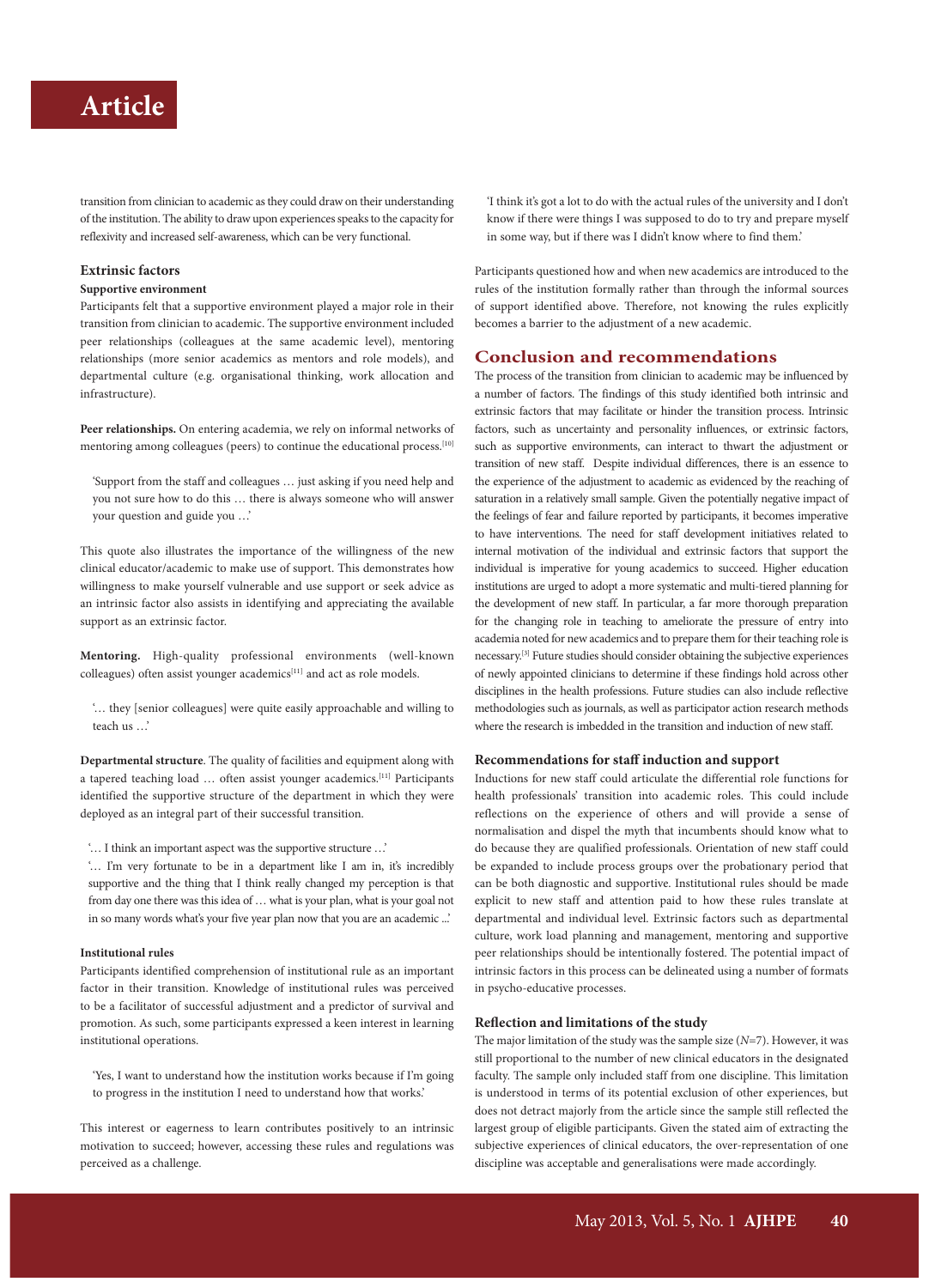transition from clinician to academic as they could draw on their understanding of the institution. The ability to draw upon experiences speaks to the capacity for reflexivity and increased self-awareness, which can be very functional.

### Extrinsic factors

#### Supportive environment

Participants felt that a supportive environment played a major role in their transition from clinician to academic. The supportive environment included peer relationships (colleagues at the same academic level), mentoring relationships (more senior academics as mentors and role models), and departmental culture (e.g. organisational thinking, work allocation and infrastructure).

**Peer relationships.** On entering academia, we rely on informal networks of mentoring among colleagues (peers) to continue the educational process.[10]

> 'Support from the staff and colleagues … just asking if you need help and you not sure how to do this … there is always someone who will answer your question and guide you …'

This quote also illustrates the importance of the willingness of the new clinical educator/academic to make use of support. This demonstrates how willingness to make yourself vulnerable and use support or seek advice as an intrinsic factor also assists in identifying and appreciating the available support as an extrinsic factor.

**Mentoring.** High-quality professional environments (well-known colleagues) often assist younger academics[11] and act as role models.

> '… they [senior colleagues] were quite easily approachable and willing to teach us …'

**Departmental structure**. The quality of facilities and equipment along with a tapered teaching load … often assist younger academics.[11] Participants identified the supportive structure of the department in which they were deployed as an integral part of their successful transition.

> '… I think an important aspect was the supportive structure …'
>
> '… I'm very fortunate to be in a department like I am in, it's incredibly supportive and the thing that I think really changed my perception is that from day one there was this idea of … what is your plan, what is your goal not in so many words what's your five year plan now that you are an academic ...'

#### Institutional rules

Participants identified comprehension of institutional rule as an important factor in their transition. Knowledge of institutional rules was perceived to be a facilitator of successful adjustment and a predictor of survival and promotion. As such, some participants expressed a keen interest in learning institutional operations.

> 'Yes, I want to understand how the institution works because if I'm going to progress in the institution I need to understand how that works.'

This interest or eagerness to learn contributes positively to an intrinsic motivation to succeed; however, accessing these rules and regulations was perceived as a challenge.

> 'I think it's got a lot to do with the actual rules of the university and I don't know if there were things I was supposed to do to try and prepare myself in some way, but if there was I didn't know where to find them.'

Participants questioned how and when new academics are introduced to the rules of the institution formally rather than through the informal sources of support identified above. Therefore, not knowing the rules explicitly becomes a barrier to the adjustment of a new academic.

## Conclusion and recommendations

The process of the transition from clinician to academic may be influenced by a number of factors. The findings of this study identified both intrinsic and extrinsic factors that may facilitate or hinder the transition process. Intrinsic factors, such as uncertainty and personality influences, or extrinsic factors, such as supportive environments, can interact to thwart the adjustment or transition of new staff. Despite individual differences, there is an essence to the experience of the adjustment to academic as evidenced by the reaching of saturation in a relatively small sample. Given the potentially negative impact of the feelings of fear and failure reported by participants, it becomes imperative to have interventions. The need for staff development initiatives related to internal motivation of the individual and extrinsic factors that support the individual is imperative for young academics to succeed. Higher education institutions are urged to adopt a more systematic and multi-tiered planning for the development of new staff. In particular, a far more thorough preparation for the changing role in teaching to ameliorate the pressure of entry into academia noted for new academics and to prepare them for their teaching role is necessary.[3] Future studies should consider obtaining the subjective experiences of newly appointed clinicians to determine if these findings hold across other disciplines in the health professions. Future studies can also include reflective methodologies such as journals, as well as participator action research methods where the research is imbedded in the transition and induction of new staff.

### Recommendations for staff induction and support

Inductions for new staff could articulate the differential role functions for health professionals' transition into academic roles. This could include reflections on the experience of others and will provide a sense of normalisation and dispel the myth that incumbents should know what to do because they are qualified professionals. Orientation of new staff could be expanded to include process groups over the probationary period that can be both diagnostic and supportive. Institutional rules should be made explicit to new staff and attention paid to how these rules translate at departmental and individual level. Extrinsic factors such as departmental culture, work load planning and management, mentoring and supportive peer relationships should be intentionally fostered. The potential impact of intrinsic factors in this process can be delineated using a number of formats in psycho-educative processes.

### Reflection and limitations of the study

The major limitation of the study was the sample size ($N$=7). However, it was still proportional to the number of new clinical educators in the designated faculty. The sample only included staff from one discipline. This limitation is understood in terms of its potential exclusion of other experiences, but does not detract majorly from the article since the sample still reflected the largest group of eligible participants. Given the stated aim of extracting the subjective experiences of clinical educators, the over-representation of one discipline was acceptable and generalisations were made accordingly.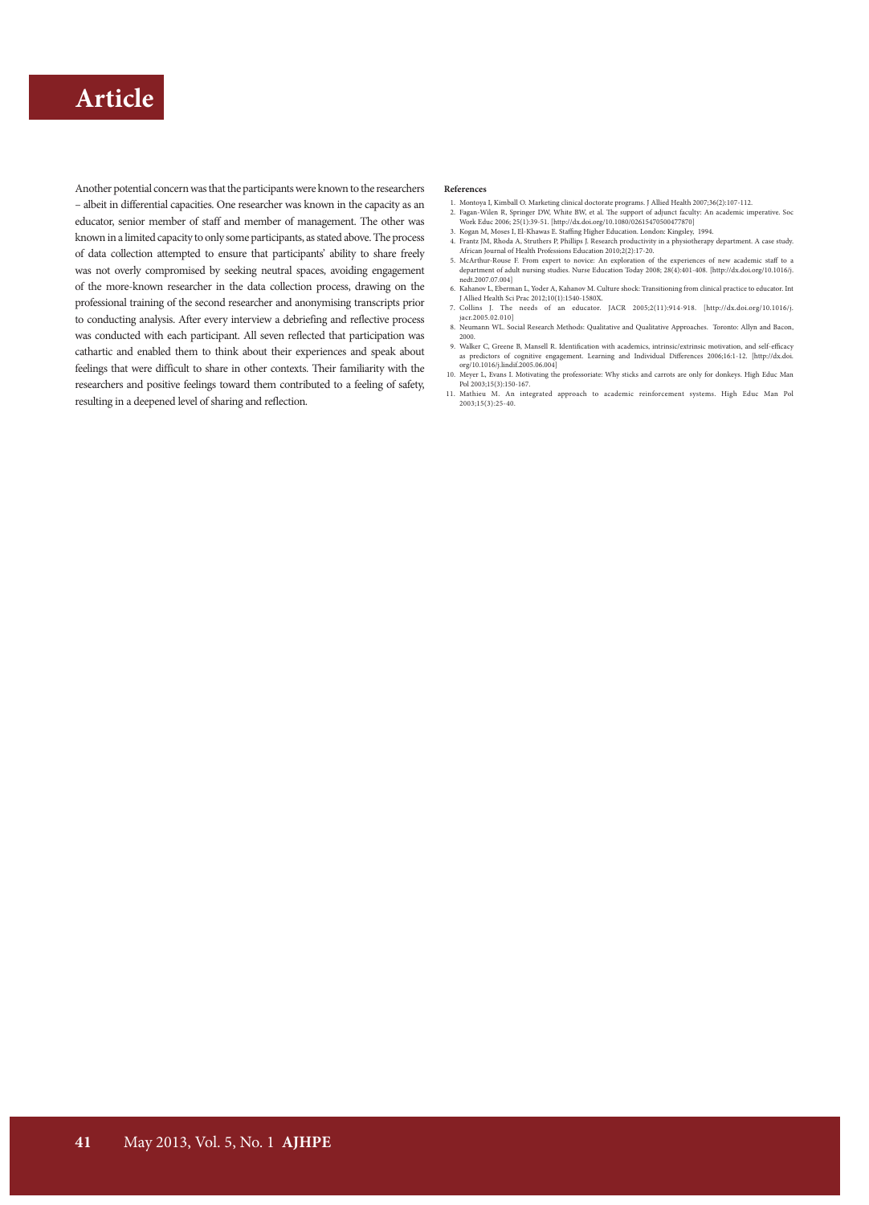Another potential concern was that the participants were known to the researchers – albeit in differential capacities. One researcher was known in the capacity as an educator, senior member of staff and member of management. The other was known in a limited capacity to only some participants, as stated above. The process of data collection attempted to ensure that participants' ability to share freely was not overly compromised by seeking neutral spaces, avoiding engagement of the more-known researcher in the data collection process, drawing on the professional training of the second researcher and anonymising transcripts prior to conducting analysis. After every interview a debriefing and reflective process was conducted with each participant. All seven reflected that participation was cathartic and enabled them to think about their experiences and speak about feelings that were difficult to share in other contexts. Their familiarity with the researchers and positive feelings toward them contributed to a feeling of safety, resulting in a deepened level of sharing and reflection.

**References**

1. Montoya I, Kimball O. Marketing clinical doctorate programs. J Allied Health 2007;36(2):107-112.
2. Fagan-Wilen R, Springer DW, White BW, et al. The support of adjunct faculty: An academic imperative. Soc Work Educ 2006; 25(1):39-51. [http://dx.doi.org/10.1080/02615470500477870]
3. Kogan M, Moses I, El-Khawas E. Staffing Higher Education. London: Kingsley, 1994.
4. Frantz JM, Rhoda A, Struthers P, Phillips J. Research productivity in a physiotherapy department. A case study. African Journal of Health Professions Education 2010;2(2):17-20.
5. McArthur-Rouse F. From expert to novice: An exploration of the experiences of new academic staff to a department of adult nursing studies. Nurse Education Today 2008; 28(4):401-408. [http://dx.doi.org/10.1016/j.nedt.2007.07.004]
6. Kahanov L, Eberman L, Yoder A, Kahanov M. Culture shock: Transitioning from clinical practice to educator. Int J Allied Health Sci Prac 2012;10(1):1540-1580X.
7. Collins J. The needs of an educator. JACR 2005;2(11):914-918. [http://dx.doi.org/10.1016/j.jacr.2005.02.010]
8. Neumann WL. Social Research Methods: Qualitative and Qualitative Approaches. Toronto: Allyn and Bacon, 2000.
9. Walker C, Greene B, Mansell R. Identification with academics, intrinsic/extrinsic motivation, and self-efficacy as predictors of cognitive engagement. Learning and Individual Differences 2006;16:1-12. [http://dx.doi.org/10.1016/j.lindif.2005.06.004]
10. Meyer L, Evans I. Motivating the professoriate: Why sticks and carrots are only for donkeys. High Educ Man Pol 2003;15(3):150-167.
11. Mathieu M. An integrated approach to academic reinforcement systems. High Educ Man Pol 2003;15(3):25-40.